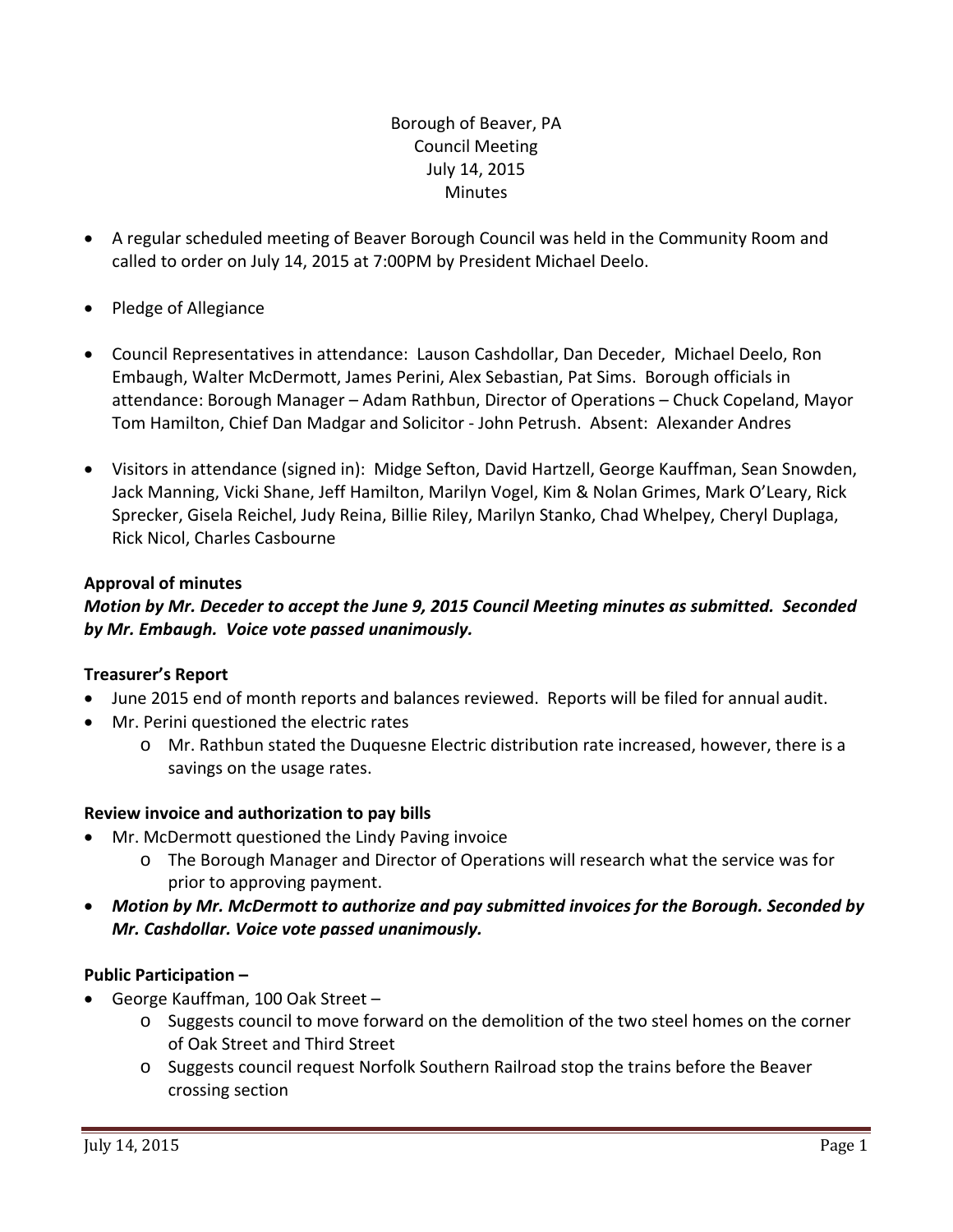Borough of Beaver, PA
Council Meeting
July 14, 2015
Minutes

- A regular scheduled meeting of Beaver Borough Council was held in the Community Room and called to order on July 14, 2015 at 7:00PM by President Michael Deelo.

- Pledge of Allegiance

- Council Representatives in attendance: Lauson Cashdollar, Dan Deceder, Michael Deelo, Ron Embaugh, Walter McDermott, James Perini, Alex Sebastian, Pat Sims. Borough officials in attendance: Borough Manager – Adam Rathbun, Director of Operations – Chuck Copeland, Mayor Tom Hamilton, Chief Dan Madgar and Solicitor - John Petrush. Absent: Alexander Andres

- Visitors in attendance (signed in): Midge Sefton, David Hartzell, George Kauffman, Sean Snowden, Jack Manning, Vicki Shane, Jeff Hamilton, Marilyn Vogel, Kim & Nolan Grimes, Mark O'Leary, Rick Sprecker, Gisela Reichel, Judy Reina, Billie Riley, Marilyn Stanko, Chad Whelpey, Cheryl Duplaga, Rick Nicol, Charles Casbourne

**Approval of minutes**

***Motion by Mr. Deceder to accept the June 9, 2015 Council Meeting minutes as submitted. Seconded by Mr. Embaugh. Voice vote passed unanimously.***

**Treasurer's Report**

- June 2015 end of month reports and balances reviewed. Reports will be filed for annual audit.
- Mr. Perini questioned the electric rates
    - Mr. Rathbun stated the Duquesne Electric distribution rate increased, however, there is a savings on the usage rates.

**Review invoice and authorization to pay bills**

- Mr. McDermott questioned the Lindy Paving invoice
    - The Borough Manager and Director of Operations will research what the service was for prior to approving payment.
- ***Motion by Mr. McDermott to authorize and pay submitted invoices for the Borough. Seconded by Mr. Cashdollar. Voice vote passed unanimously.***

**Public Participation –**

- George Kauffman, 100 Oak Street –
    - Suggests council to move forward on the demolition of the two steel homes on the corner of Oak Street and Third Street
    - Suggests council request Norfolk Southern Railroad stop the trains before the Beaver crossing section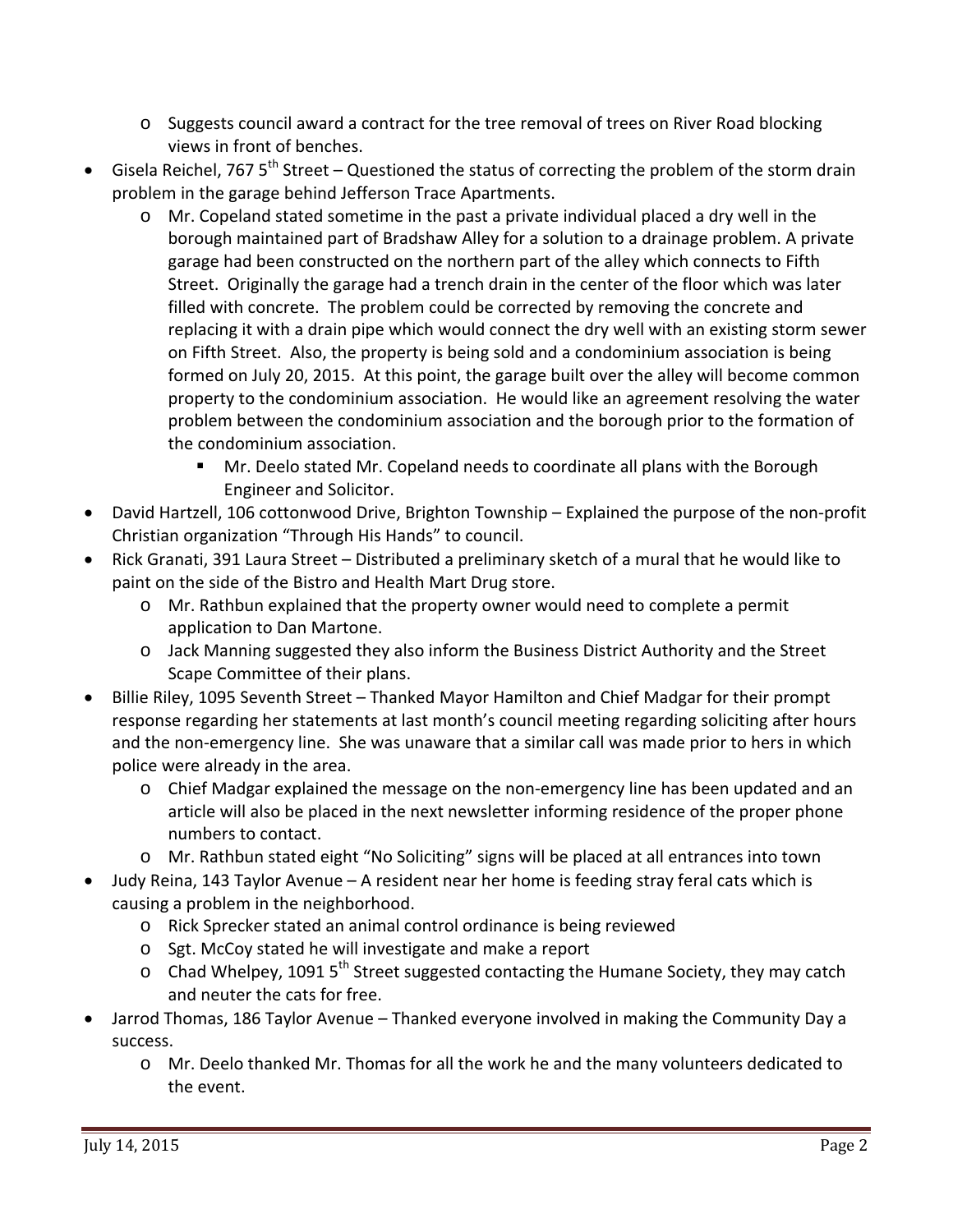- Suggests council award a contract for the tree removal of trees on River Road blocking views in front of benches.
- Gisela Reichel, 767 5th Street – Questioned the status of correcting the problem of the storm drain problem in the garage behind Jefferson Trace Apartments.
  - Mr. Copeland stated sometime in the past a private individual placed a dry well in the borough maintained part of Bradshaw Alley for a solution to a drainage problem. A private garage had been constructed on the northern part of the alley which connects to Fifth Street. Originally the garage had a trench drain in the center of the floor which was later filled with concrete. The problem could be corrected by removing the concrete and replacing it with a drain pipe which would connect the dry well with an existing storm sewer on Fifth Street. Also, the property is being sold and a condominium association is being formed on July 20, 2015. At this point, the garage built over the alley will become common property to the condominium association. He would like an agreement resolving the water problem between the condominium association and the borough prior to the formation of the condominium association.
    - Mr. Deelo stated Mr. Copeland needs to coordinate all plans with the Borough Engineer and Solicitor.
- David Hartzell, 106 cottonwood Drive, Brighton Township – Explained the purpose of the non-profit Christian organization "Through His Hands" to council.
- Rick Granati, 391 Laura Street – Distributed a preliminary sketch of a mural that he would like to paint on the side of the Bistro and Health Mart Drug store.
  - Mr. Rathbun explained that the property owner would need to complete a permit application to Dan Martone.
  - Jack Manning suggested they also inform the Business District Authority and the Street Scape Committee of their plans.
- Billie Riley, 1095 Seventh Street – Thanked Mayor Hamilton and Chief Madgar for their prompt response regarding her statements at last month's council meeting regarding soliciting after hours and the non-emergency line. She was unaware that a similar call was made prior to hers in which police were already in the area.
  - Chief Madgar explained the message on the non-emergency line has been updated and an article will also be placed in the next newsletter informing residence of the proper phone numbers to contact.
  - Mr. Rathbun stated eight "No Soliciting" signs will be placed at all entrances into town
- Judy Reina, 143 Taylor Avenue – A resident near her home is feeding stray feral cats which is causing a problem in the neighborhood.
  - Rick Sprecker stated an animal control ordinance is being reviewed
  - Sgt. McCoy stated he will investigate and make a report
  - Chad Whelpey, 1091 5th Street suggested contacting the Humane Society, they may catch and neuter the cats for free.
- Jarrod Thomas, 186 Taylor Avenue – Thanked everyone involved in making the Community Day a success.
  - Mr. Deelo thanked Mr. Thomas for all the work he and the many volunteers dedicated to the event.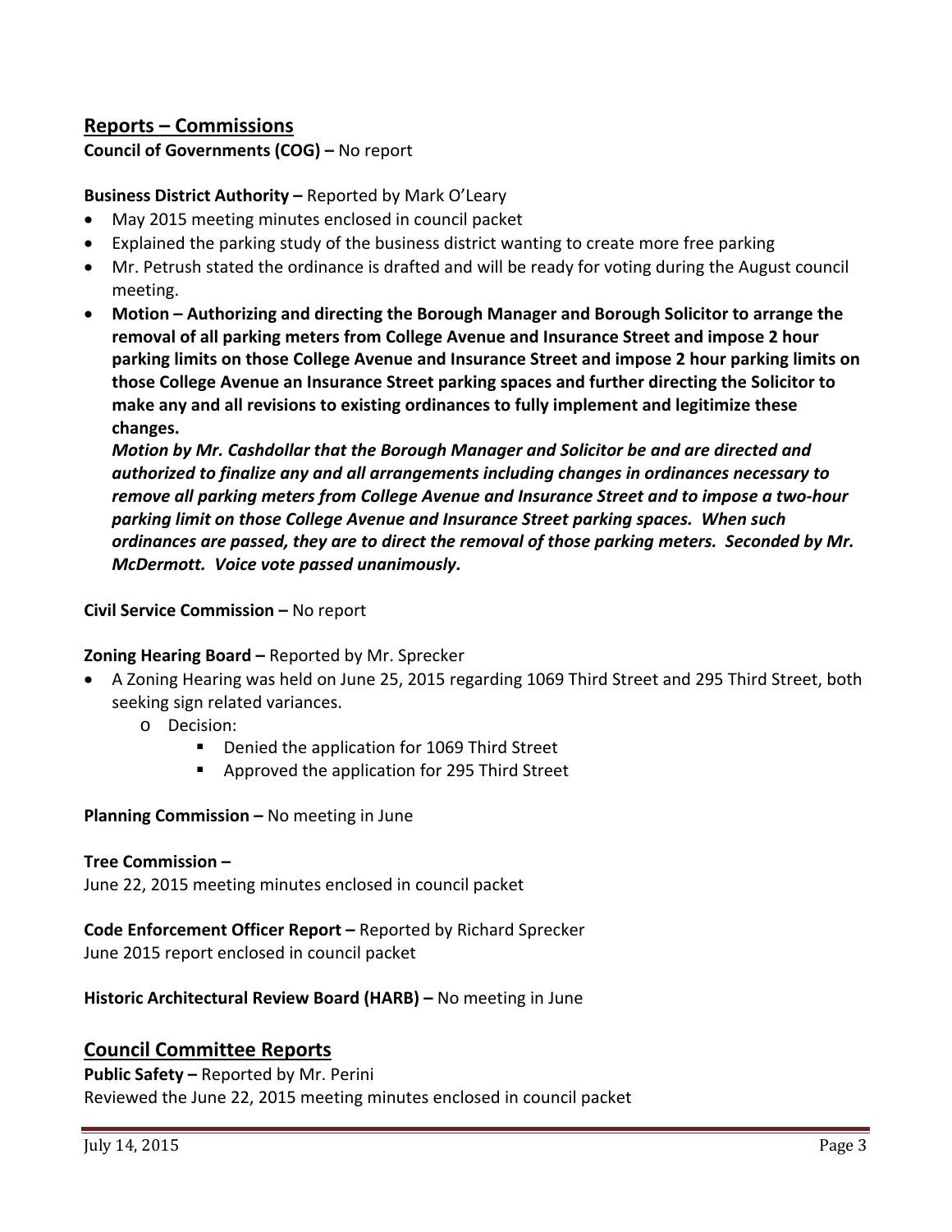## Reports – Commissions

**Council of Governments (COG) –** No report

**Business District Authority –** Reported by Mark O'Leary

- May 2015 meeting minutes enclosed in council packet
- Explained the parking study of the business district wanting to create more free parking
- Mr. Petrush stated the ordinance is drafted and will be ready for voting during the August council meeting.
- **Motion – Authorizing and directing the Borough Manager and Borough Solicitor to arrange the removal of all parking meters from College Avenue and Insurance Street and impose 2 hour parking limits on those College Avenue and Insurance Street and impose 2 hour parking limits on those College Avenue an Insurance Street parking spaces and further directing the Solicitor to make any and all revisions to existing ordinances to fully implement and legitimize these changes.**

  ***Motion by Mr. Cashdollar that the Borough Manager and Solicitor be and are directed and authorized to finalize any and all arrangements including changes in ordinances necessary to remove all parking meters from College Avenue and Insurance Street and to impose a two-hour parking limit on those College Avenue and Insurance Street parking spaces. When such ordinances are passed, they are to direct the removal of those parking meters. Seconded by Mr. McDermott. Voice vote passed unanimously.***

**Civil Service Commission –** No report

**Zoning Hearing Board –** Reported by Mr. Sprecker

- A Zoning Hearing was held on June 25, 2015 regarding 1069 Third Street and 295 Third Street, both seeking sign related variances.
  - Decision:
    - Denied the application for 1069 Third Street
    - Approved the application for 295 Third Street

**Planning Commission –** No meeting in June

**Tree Commission –**

June 22, 2015 meeting minutes enclosed in council packet

**Code Enforcement Officer Report –** Reported by Richard Sprecker

June 2015 report enclosed in council packet

**Historic Architectural Review Board (HARB) –** No meeting in June

## Council Committee Reports

**Public Safety –** Reported by Mr. Perini

Reviewed the June 22, 2015 meeting minutes enclosed in council packet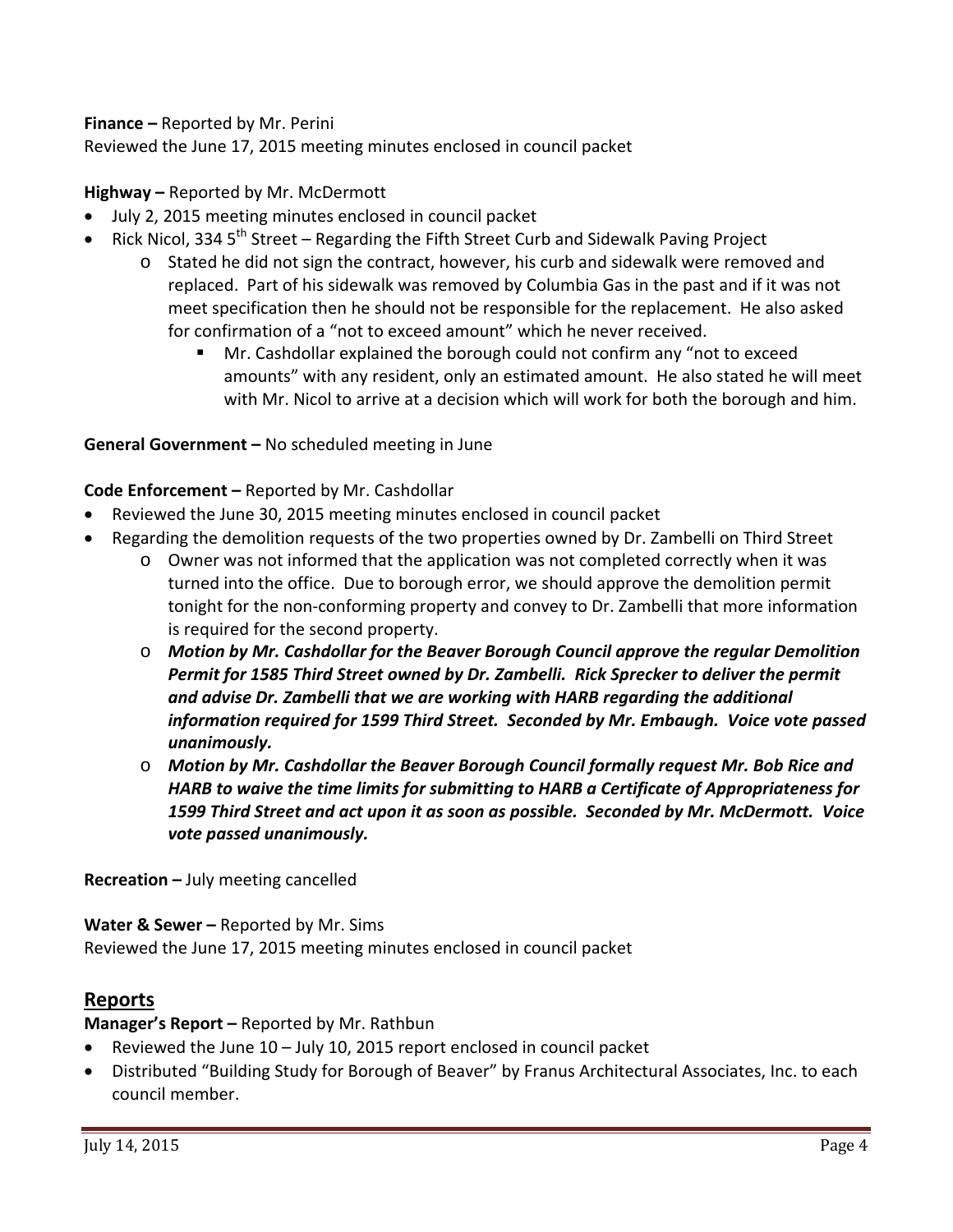**Finance –** Reported by Mr. Perini
Reviewed the June 17, 2015 meeting minutes enclosed in council packet

**Highway –** Reported by Mr. McDermott

- July 2, 2015 meeting minutes enclosed in council packet
- Rick Nicol, 334 5th Street – Regarding the Fifth Street Curb and Sidewalk Paving Project
  - Stated he did not sign the contract, however, his curb and sidewalk were removed and replaced. Part of his sidewalk was removed by Columbia Gas in the past and if it was not meet specification then he should not be responsible for the replacement. He also asked for confirmation of a "not to exceed amount" which he never received.
    - Mr. Cashdollar explained the borough could not confirm any "not to exceed amounts" with any resident, only an estimated amount. He also stated he will meet with Mr. Nicol to arrive at a decision which will work for both the borough and him.

**General Government –** No scheduled meeting in June

**Code Enforcement –** Reported by Mr. Cashdollar

- Reviewed the June 30, 2015 meeting minutes enclosed in council packet
- Regarding the demolition requests of the two properties owned by Dr. Zambelli on Third Street
  - Owner was not informed that the application was not completed correctly when it was turned into the office. Due to borough error, we should approve the demolition permit tonight for the non-conforming property and convey to Dr. Zambelli that more information is required for the second property.
  - ***Motion by Mr. Cashdollar for the Beaver Borough Council approve the regular Demolition Permit for 1585 Third Street owned by Dr. Zambelli. Rick Sprecker to deliver the permit and advise Dr. Zambelli that we are working with HARB regarding the additional information required for 1599 Third Street. Seconded by Mr. Embaugh. Voice vote passed unanimously.***
  - ***Motion by Mr. Cashdollar the Beaver Borough Council formally request Mr. Bob Rice and HARB to waive the time limits for submitting to HARB a Certificate of Appropriateness for 1599 Third Street and act upon it as soon as possible. Seconded by Mr. McDermott. Voice vote passed unanimously.***

**Recreation –** July meeting cancelled

**Water & Sewer –** Reported by Mr. Sims
Reviewed the June 17, 2015 meeting minutes enclosed in council packet

## Reports

**Manager's Report –** Reported by Mr. Rathbun

- Reviewed the June 10 – July 10, 2015 report enclosed in council packet
- Distributed "Building Study for Borough of Beaver" by Franus Architectural Associates, Inc. to each council member.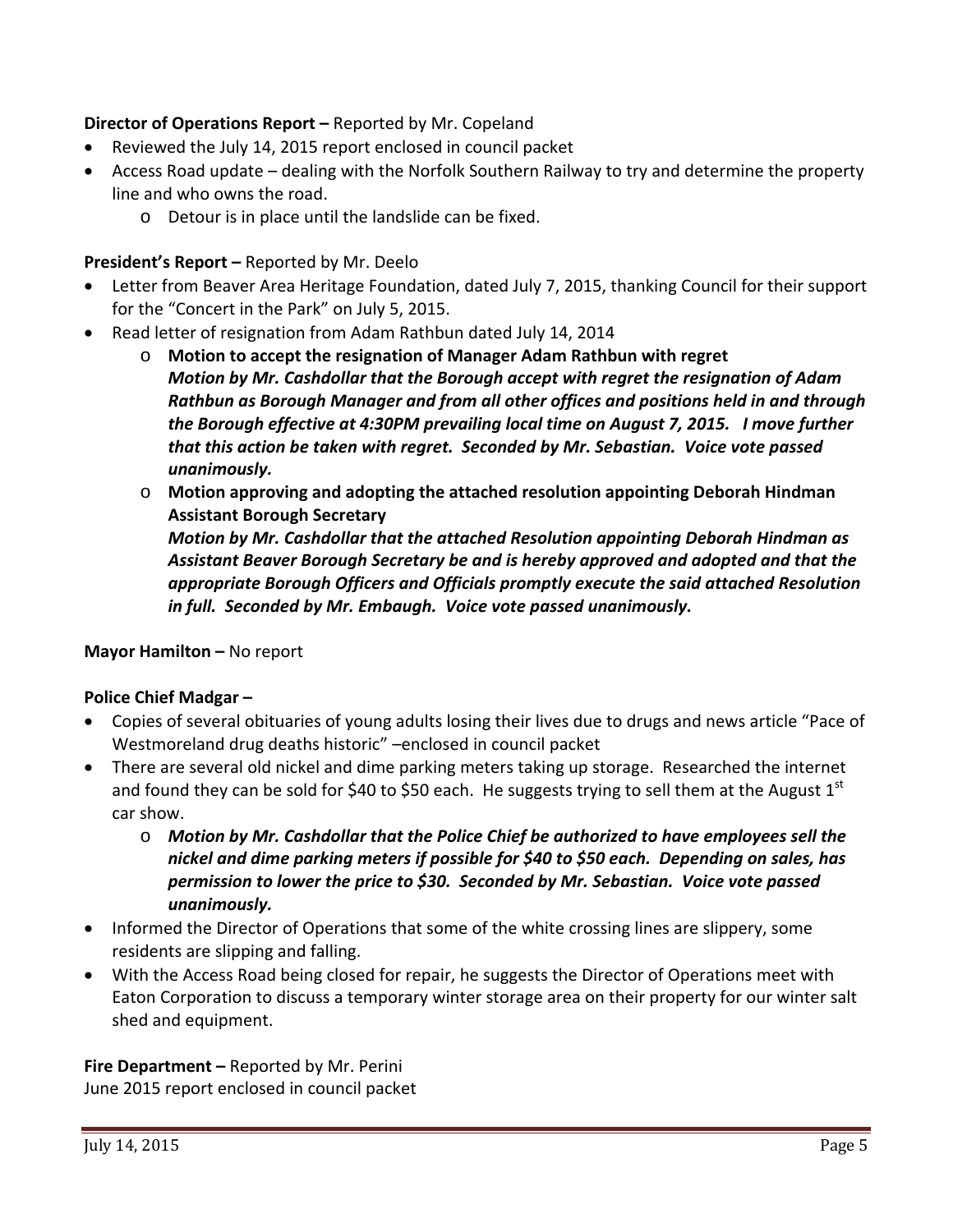**Director of Operations Report –** Reported by Mr. Copeland

- Reviewed the July 14, 2015 report enclosed in council packet
- Access Road update – dealing with the Norfolk Southern Railway to try and determine the property line and who owns the road.
    - Detour is in place until the landslide can be fixed.

**President's Report –** Reported by Mr. Deelo

- Letter from Beaver Area Heritage Foundation, dated July 7, 2015, thanking Council for their support for the "Concert in the Park" on July 5, 2015.
- Read letter of resignation from Adam Rathbun dated July 14, 2014
    - **Motion to accept the resignation of Manager Adam Rathbun with regret**
      ***Motion by Mr. Cashdollar that the Borough accept with regret the resignation of Adam Rathbun as Borough Manager and from all other offices and positions held in and through the Borough effective at 4:30PM prevailing local time on August 7, 2015. I move further that this action be taken with regret. Seconded by Mr. Sebastian. Voice vote passed unanimously.***
    - **Motion approving and adopting the attached resolution appointing Deborah Hindman Assistant Borough Secretary**
      ***Motion by Mr. Cashdollar that the attached Resolution appointing Deborah Hindman as Assistant Beaver Borough Secretary be and is hereby approved and adopted and that the appropriate Borough Officers and Officials promptly execute the said attached Resolution in full. Seconded by Mr. Embaugh. Voice vote passed unanimously.***

**Mayor Hamilton –** No report

**Police Chief Madgar –**

- Copies of several obituaries of young adults losing their lives due to drugs and news article "Pace of Westmoreland drug deaths historic" –enclosed in council packet
- There are several old nickel and dime parking meters taking up storage. Researched the internet and found they can be sold for $40 to $50 each. He suggests trying to sell them at the August 1st car show.
    - ***Motion by Mr. Cashdollar that the Police Chief be authorized to have employees sell the nickel and dime parking meters if possible for $40 to $50 each. Depending on sales, has permission to lower the price to $30. Seconded by Mr. Sebastian. Voice vote passed unanimously.***
- Informed the Director of Operations that some of the white crossing lines are slippery, some residents are slipping and falling.
- With the Access Road being closed for repair, he suggests the Director of Operations meet with Eaton Corporation to discuss a temporary winter storage area on their property for our winter salt shed and equipment.

**Fire Department –** Reported by Mr. Perini
June 2015 report enclosed in council packet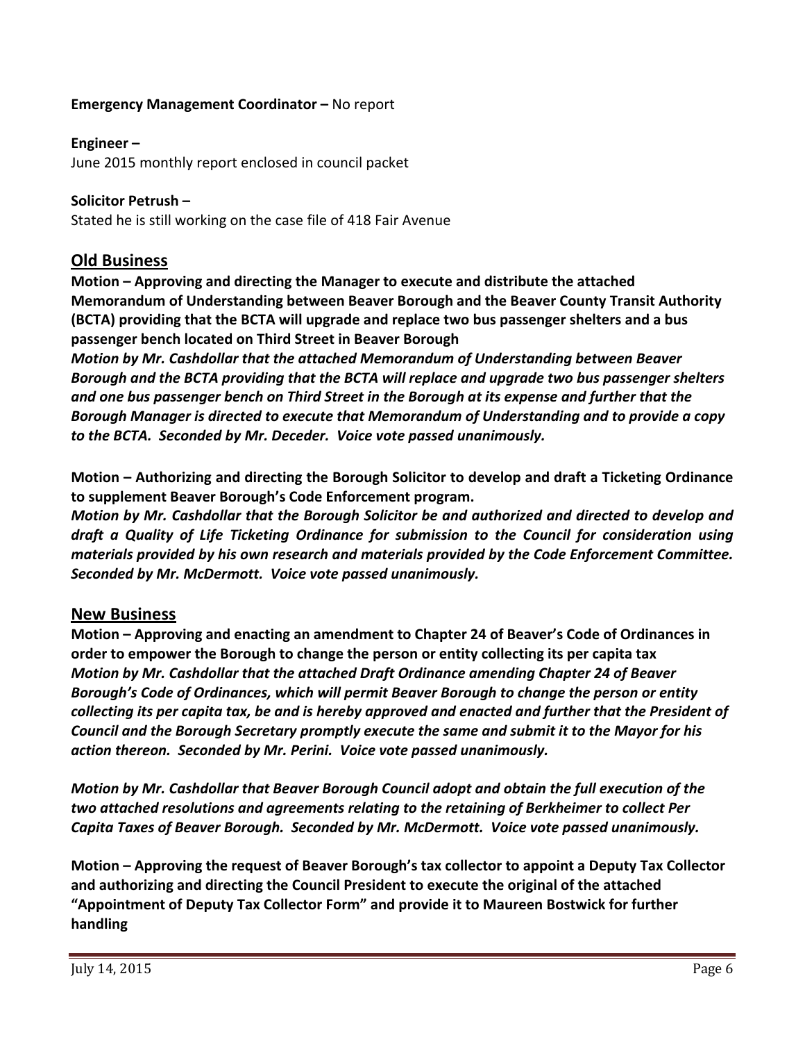**Emergency Management Coordinator –** No report

**Engineer –**
June 2015 monthly report enclosed in council packet

**Solicitor Petrush –**
Stated he is still working on the case file of 418 Fair Avenue

## Old Business

**Motion – Approving and directing the Manager to execute and distribute the attached Memorandum of Understanding between Beaver Borough and the Beaver County Transit Authority (BCTA) providing that the BCTA will upgrade and replace two bus passenger shelters and a bus passenger bench located on Third Street in Beaver Borough**
***Motion by Mr. Cashdollar that the attached Memorandum of Understanding between Beaver Borough and the BCTA providing that the BCTA will replace and upgrade two bus passenger shelters and one bus passenger bench on Third Street in the Borough at its expense and further that the Borough Manager is directed to execute that Memorandum of Understanding and to provide a copy to the BCTA. Seconded by Mr. Deceder. Voice vote passed unanimously.***

**Motion – Authorizing and directing the Borough Solicitor to develop and draft a Ticketing Ordinance to supplement Beaver Borough's Code Enforcement program.**
***Motion by Mr. Cashdollar that the Borough Solicitor be and authorized and directed to develop and draft a Quality of Life Ticketing Ordinance for submission to the Council for consideration using materials provided by his own research and materials provided by the Code Enforcement Committee. Seconded by Mr. McDermott. Voice vote passed unanimously.***

## New Business

**Motion – Approving and enacting an amendment to Chapter 24 of Beaver's Code of Ordinances in order to empower the Borough to change the person or entity collecting its per capita tax**
***Motion by Mr. Cashdollar that the attached Draft Ordinance amending Chapter 24 of Beaver Borough's Code of Ordinances, which will permit Beaver Borough to change the person or entity collecting its per capita tax, be and is hereby approved and enacted and further that the President of Council and the Borough Secretary promptly execute the same and submit it to the Mayor for his action thereon. Seconded by Mr. Perini. Voice vote passed unanimously.***

***Motion by Mr. Cashdollar that Beaver Borough Council adopt and obtain the full execution of the two attached resolutions and agreements relating to the retaining of Berkheimer to collect Per Capita Taxes of Beaver Borough. Seconded by Mr. McDermott. Voice vote passed unanimously.***

**Motion – Approving the request of Beaver Borough's tax collector to appoint a Deputy Tax Collector and authorizing and directing the Council President to execute the original of the attached "Appointment of Deputy Tax Collector Form" and provide it to Maureen Bostwick for further handling**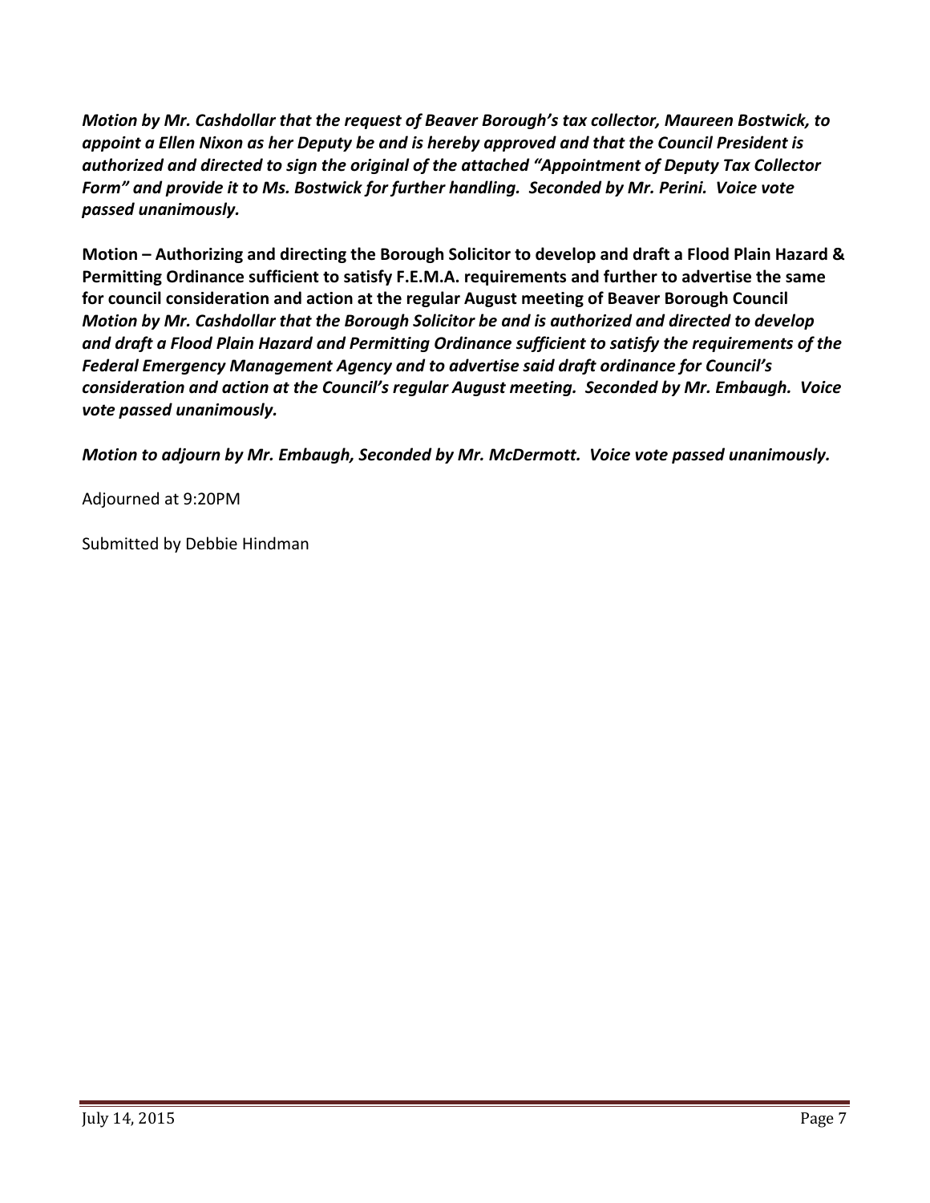***Motion by Mr. Cashdollar that the request of Beaver Borough's tax collector, Maureen Bostwick, to appoint a Ellen Nixon as her Deputy be and is hereby approved and that the Council President is authorized and directed to sign the original of the attached "Appointment of Deputy Tax Collector Form" and provide it to Ms. Bostwick for further handling. Seconded by Mr. Perini. Voice vote passed unanimously.***

**Motion – Authorizing and directing the Borough Solicitor to develop and draft a Flood Plain Hazard & Permitting Ordinance sufficient to satisfy F.E.M.A. requirements and further to advertise the same for council consideration and action at the regular August meeting of Beaver Borough Council**
***Motion by Mr. Cashdollar that the Borough Solicitor be and is authorized and directed to develop and draft a Flood Plain Hazard and Permitting Ordinance sufficient to satisfy the requirements of the Federal Emergency Management Agency and to advertise said draft ordinance for Council's consideration and action at the Council's regular August meeting. Seconded by Mr. Embaugh. Voice vote passed unanimously.***

***Motion to adjourn by Mr. Embaugh, Seconded by Mr. McDermott. Voice vote passed unanimously.***

Adjourned at 9:20PM

Submitted by Debbie Hindman